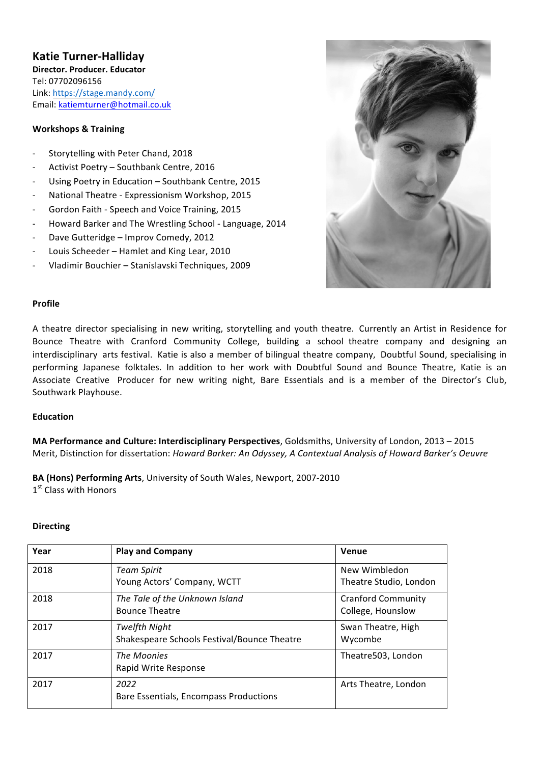# Katie Turner-Halliday

**Director. Producer. Educator**
Tel: 07702096156
Link: [https://stage.mandy.com/](https://stage.mandy.com/)
Email: [katiemturner@hotmail.co.uk](mailto:katiemturner@hotmail.co.uk)

## Workshops & Training

- Storytelling with Peter Chand, 2018
- Activist Poetry – Southbank Centre, 2016
- Using Poetry in Education – Southbank Centre, 2015
- National Theatre - Expressionism Workshop, 2015
- Gordon Faith - Speech and Voice Training, 2015
- Howard Barker and The Wrestling School - Language, 2014
- Dave Gutteridge – Improv Comedy, 2012
- Louis Scheeder – Hamlet and King Lear, 2010
- Vladimir Bouchier – Stanislavski Techniques, 2009

## Profile

A theatre director specialising in new writing, storytelling and youth theatre. Currently an Artist in Residence for Bounce Theatre with Cranford Community College, building a school theatre company and designing an interdisciplinary arts festival. Katie is also a member of bilingual theatre company, Doubtful Sound, specialising in performing Japanese folktales. In addition to her work with Doubtful Sound and Bounce Theatre, Katie is an Associate Creative Producer for new writing night, Bare Essentials and is a member of the Director's Club, Southwark Playhouse.

## Education

**MA Performance and Culture: Interdisciplinary Perspectives**, Goldsmiths, University of London, 2013 – 2015
Merit, Distinction for dissertation: *Howard Barker: An Odyssey, A Contextual Analysis of Howard Barker's Oeuvre*

**BA (Hons) Performing Arts**, University of South Wales, Newport, 2007-2010
1st Class with Honors

## Directing

| Year | Play and Company | Venue |
|---|---|---|
| 2018 | *Team Spirit*<br>Young Actors' Company, WCTT | New Wimbledon Theatre Studio, London |
| 2018 | *The Tale of the Unknown Island*<br>Bounce Theatre | Cranford Community College, Hounslow |
| 2017 | *Twelfth Night*<br>Shakespeare Schools Festival/Bounce Theatre | Swan Theatre, High Wycombe |
| 2017 | *The Moonies*<br>Rapid Write Response | Theatre503, London |
| 2017 | *2022*<br>Bare Essentials, Encompass Productions | Arts Theatre, London |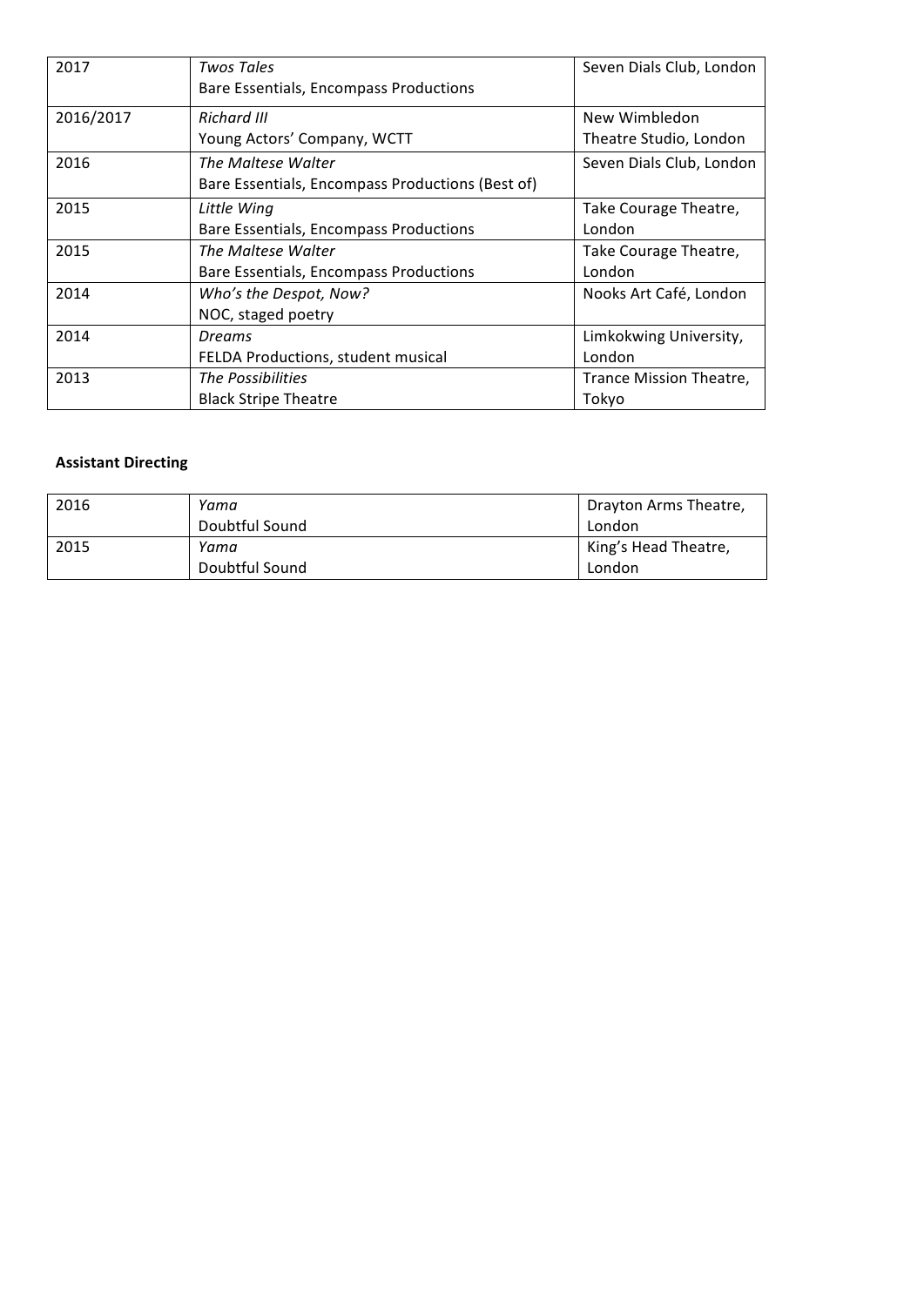| | | |
|---|---|---|
| 2017 | *Twos Tales*<br>Bare Essentials, Encompass Productions | Seven Dials Club, London |
| 2016/2017 | *Richard III*<br>Young Actors' Company, WCTT | New Wimbledon Theatre Studio, London |
| 2016 | *The Maltese Walter*<br>Bare Essentials, Encompass Productions (Best of) | Seven Dials Club, London |
| 2015 | *Little Wing*<br>Bare Essentials, Encompass Productions | Take Courage Theatre, London |
| 2015 | *The Maltese Walter*<br>Bare Essentials, Encompass Productions | Take Courage Theatre, London |
| 2014 | *Who's the Despot, Now?*<br>NOC, staged poetry | Nooks Art Café, London |
| 2014 | *Dreams*<br>FELDA Productions, student musical | Limkokwing University, London |
| 2013 | *The Possibilities*<br>Black Stripe Theatre | Trance Mission Theatre, Tokyo |

**Assistant Directing**

| | | |
|---|---|---|
| 2016 | *Yama*<br>Doubtful Sound | Drayton Arms Theatre, London |
| 2015 | *Yama*<br>Doubtful Sound | King's Head Theatre, London |